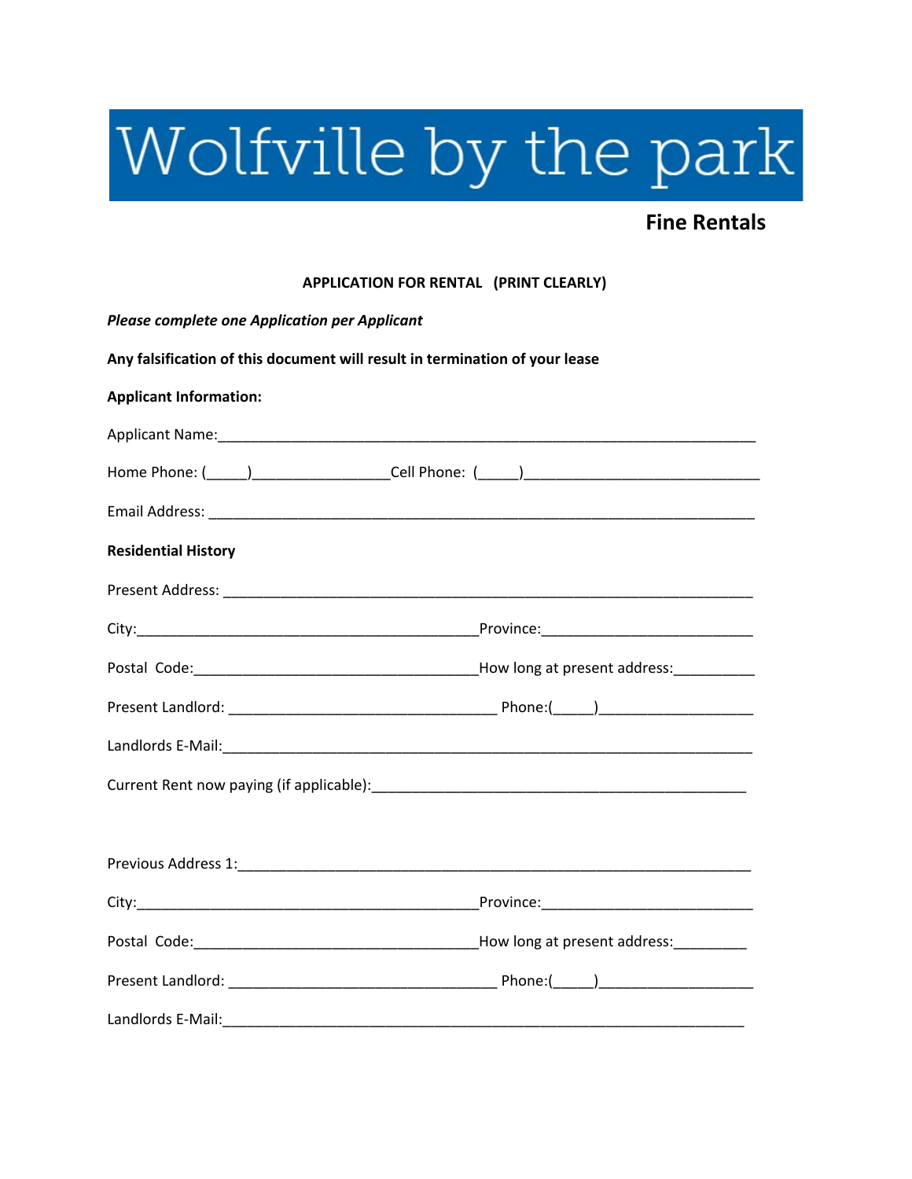# Wolfville by the park

**Fine Rentals**

**APPLICATION FOR RENTAL (PRINT CLEARLY)**

***Please complete one Application per Applicant***

**Any falsification of this document will result in termination of your lease**

**Applicant Information:**

Applicant Name:_______________________________________________________________________

Home Phone: (_____)________________Cell Phone: (_____)____________________________

Email Address: ________________________________________________________________________

**Residential History**

Present Address: ______________________________________________________________________

City:__________________________________________Province:_________________________

Postal Code:___________________________________How long at present address:_________

Present Landlord: _________________________________ Phone:(_____)__________________

Landlords E-Mail:_______________________________________________________________________

Current Rent now paying (if applicable):______________________________________________

Previous Address 1:_____________________________________________________________________

City:__________________________________________Province:_________________________

Postal Code:___________________________________How long at present address:_________

Present Landlord: _________________________________ Phone:(_____)__________________

Landlords E-Mail:_______________________________________________________________________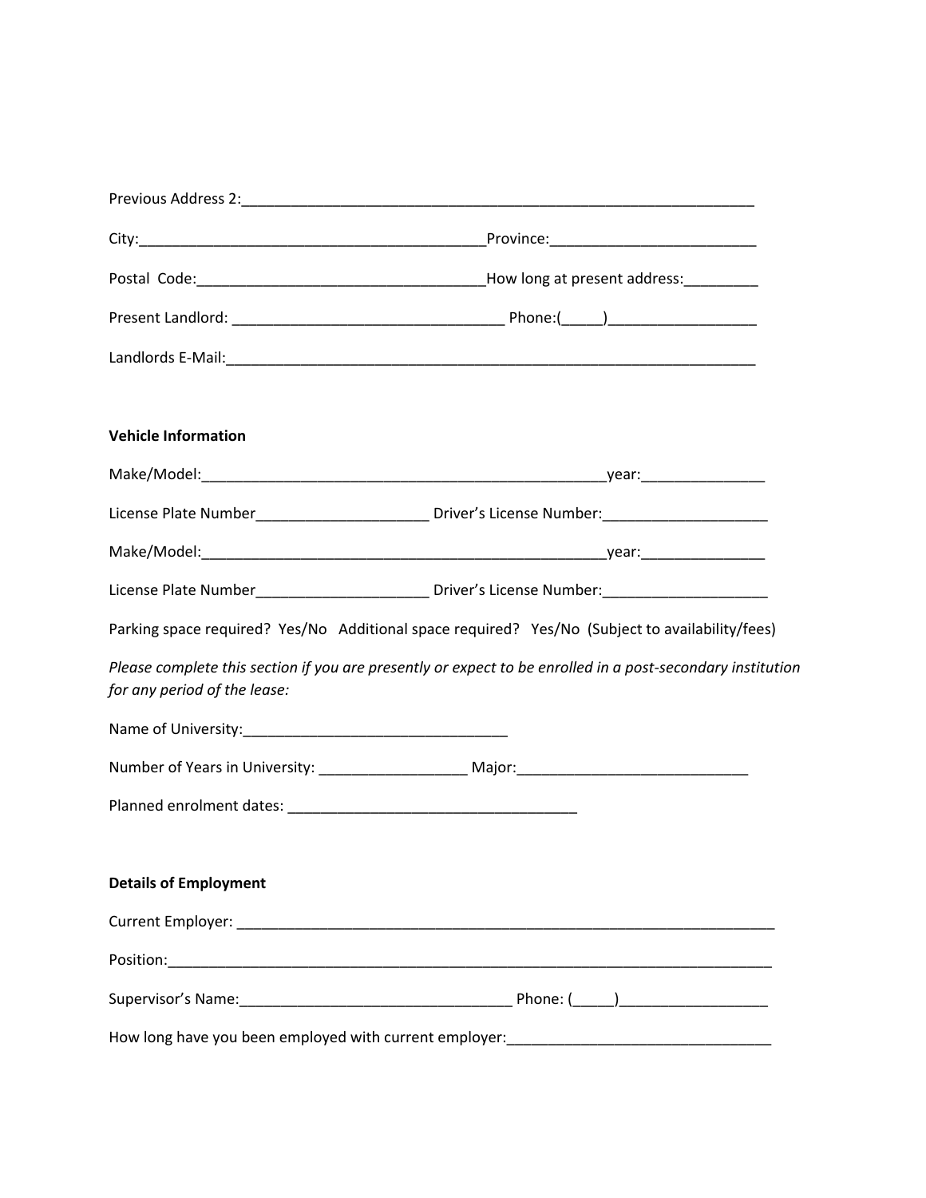Previous Address 2:_______________________________________________________________

City:__________________________________________Province:_________________________

Postal Code:___________________________________How long at present address:_________

Present Landlord: _________________________________ Phone:(_____)__________________

Landlords E-Mail:_________________________________________________________________

**Vehicle Information**

Make/Model:__________________________________________________year:_______________

License Plate Number_____________________ Driver's License Number:____________________

Make/Model:__________________________________________________year:_______________

License Plate Number_____________________ Driver's License Number:____________________

Parking space required? Yes/No Additional space required? Yes/No (Subject to availability/fees)

*Please complete this section if you are presently or expect to be enrolled in a post-secondary institution for any period of the lease:*

Name of University:________________________________

Number of Years in University: __________________ Major:____________________________

Planned enrolment dates: ___________________________________

**Details of Employment**

Current Employer: __________________________________________________________________

Position:__________________________________________________________________________

Supervisor's Name:_________________________________ Phone: (_____)__________________

How long have you been employed with current employer:________________________________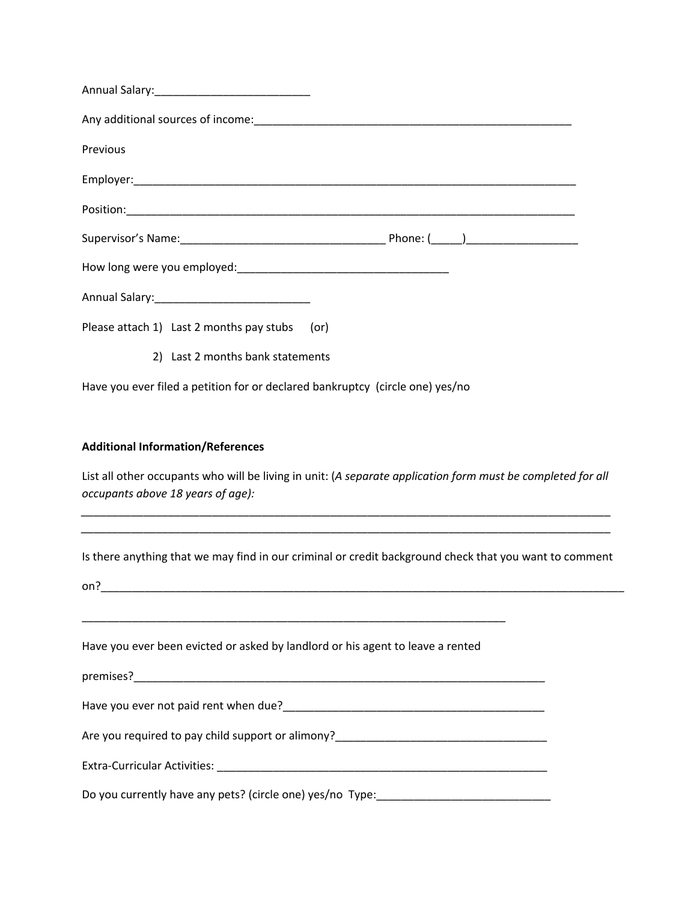Annual Salary:_________________________

Any additional sources of income:___________________________________________________

Previous

Employer:_______________________________________________________________________

Position:_______________________________________________________________________

Supervisor's Name:_________________________________ Phone: (_____)__________________

How long were you employed:_________________________________

Annual Salary:_________________________

Please attach 1) Last 2 months pay stubs (or)

2) Last 2 months bank statements

Have you ever filed a petition for or declared bankruptcy (circle one) yes/no

**Additional Information/References**

List all other occupants who will be living in unit: (*A separate application form must be completed for all occupants above 18 years of age):*

_____________________________________________________________________________________

_____________________________________________________________________________________

Is there anything that we may find in our criminal or credit background check that you want to comment

on?__________________________________________________________________________________

_____________________________________________________________________

Have you ever been evicted or asked by landlord or his agent to leave a rented

premises?____________________________________________________________________

Have you ever not paid rent when due?__________________________________________

Are you required to pay child support or alimony?__________________________________

Extra-Curricular Activities: _____________________________________________________

Do you currently have any pets? (circle one) yes/no Type:____________________________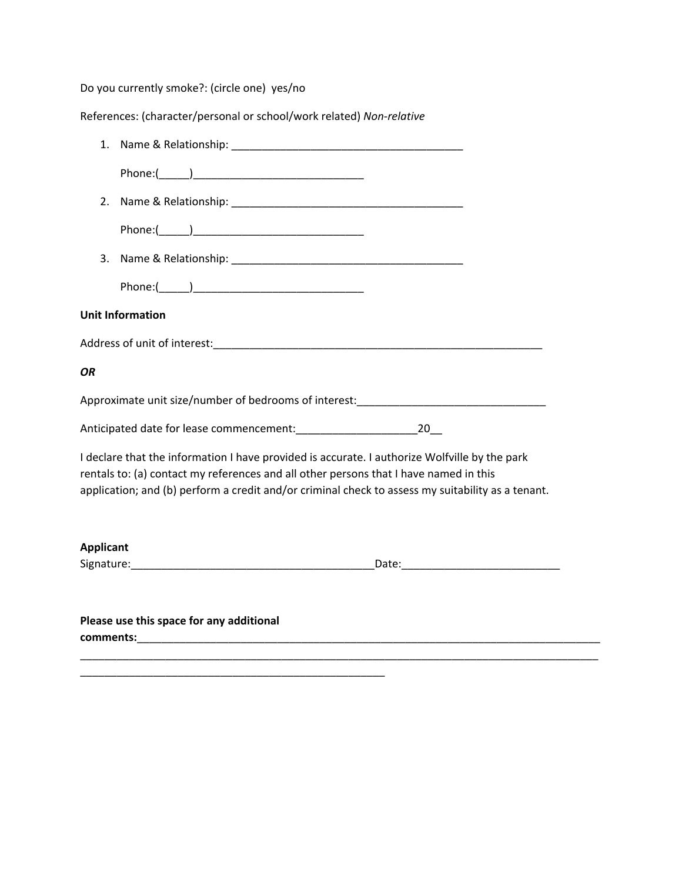Do you currently smoke?: (circle one) yes/no

References: (character/personal or school/work related) *Non-relative*

1. Name & Relationship: _______________________________________

   Phone:(_____)____________________________

2. Name & Relationship: _______________________________________

   Phone:(_____)____________________________

3. Name & Relationship: _______________________________________

   Phone:(_____)____________________________

**Unit Information**

Address of unit of interest:_______________________________________________________

***OR***

Approximate unit size/number of bedrooms of interest:_______________________________

Anticipated date for lease commencement:____________________20__

I declare that the information I have provided is accurate. I authorize Wolfville by the park rentals to: (a) contact my references and all other persons that I have named in this application; and (b) perform a credit and/or criminal check to assess my suitability as a tenant.

**Applicant**
Signature:_________________________________________Date:__________________________

**Please use this space for any additional comments:**_________________________________________________________________________________
_____________________________________________________________________________________
____________________________________________________